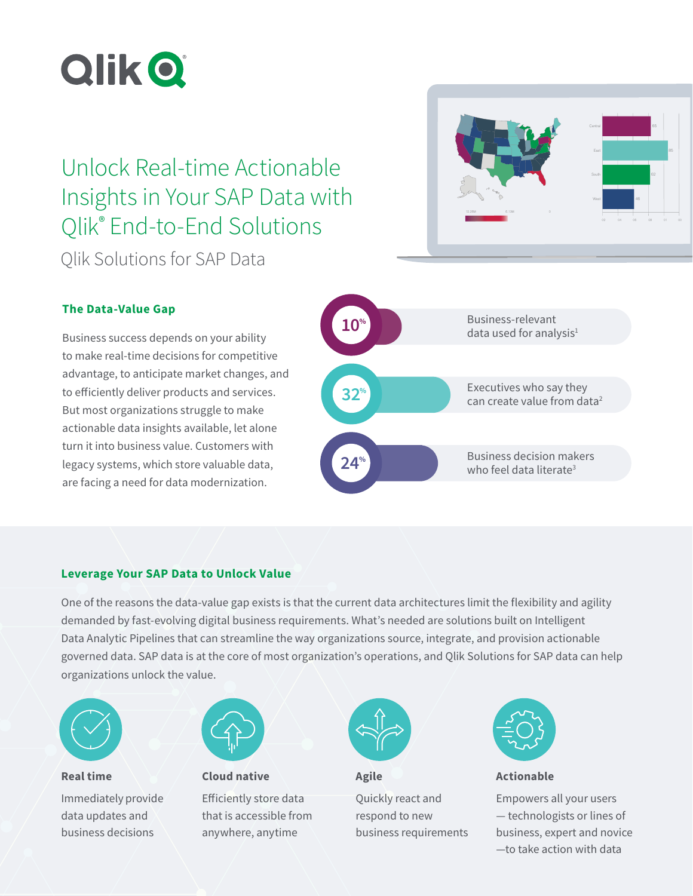# Unlock Real-time Actionable Insights in Your SAP Data with Qlik® End-to-End Solutions

Qlik Solutions for SAP Data

### The Data-Value Gap

Business success depends on your ability to make real-time decisions for competitive advantage, to anticipate market changes, and to efficiently deliver products and services. But most organizations struggle to make actionable data insights available, let alone turn it into business value. Customers with legacy systems, which store valuable data, are facing a need for data modernization.

**10%** Business-relevant data used for analysis[1]

**32%** Executives who say they can create value from data[2]

**24%** Business decision makers who feel data literate[3]

### Leverage Your SAP Data to Unlock Value

One of the reasons the data-value gap exists is that the current data architectures limit the flexibility and agility demanded by fast-evolving digital business requirements. What's needed are solutions built on Intelligent Data Analytic Pipelines that can streamline the way organizations source, integrate, and provision actionable governed data. SAP data is at the core of most organization's operations, and Qlik Solutions for SAP data can help organizations unlock the value.

**Real time**

Immediately provide data updates and business decisions

**Cloud native**

Efficiently store data that is accessible from anywhere, anytime

**Agile**

Quickly react and respond to new business requirements

**Actionable**

Empowers all your users — technologists or lines of business, expert and novice —to take action with data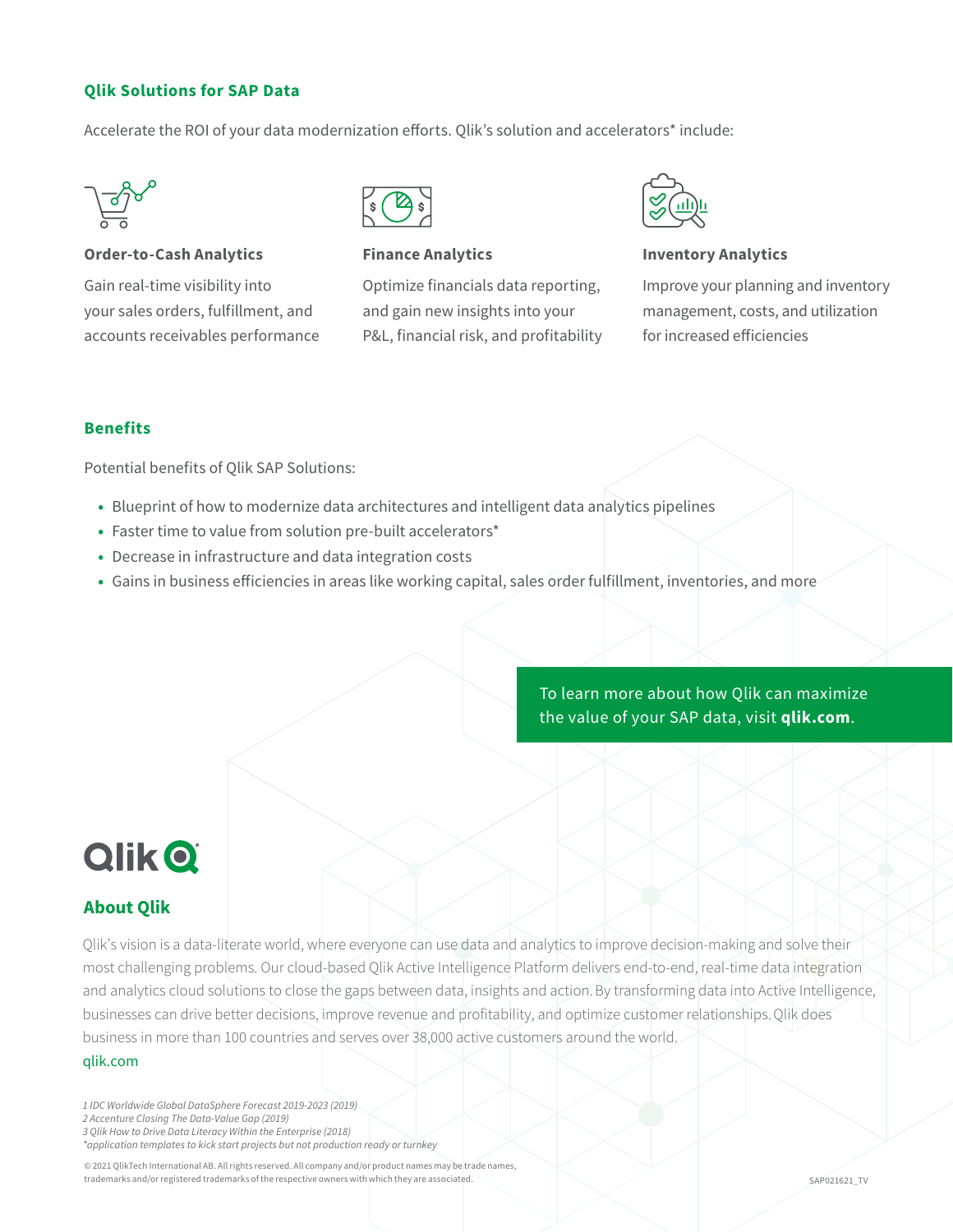## Qlik Solutions for SAP Data

Accelerate the ROI of your data modernization efforts. Qlik's solution and accelerators* include:

### Order-to-Cash Analytics

Gain real-time visibility into your sales orders, fulfillment, and accounts receivables performance

### Finance Analytics

Optimize financials data reporting, and gain new insights into your P&L, financial risk, and profitability

### Inventory Analytics

Improve your planning and inventory management, costs, and utilization for increased efficiencies

## Benefits

Potential benefits of Qlik SAP Solutions:

- Blueprint of how to modernize data architectures and intelligent data analytics pipelines
- Faster time to value from solution pre-built accelerators*
- Decrease in infrastructure and data integration costs
- Gains in business efficiencies in areas like working capital, sales order fulfillment, inventories, and more

To learn more about how Qlik can maximize the value of your SAP data, visit **qlik.com**.

## About Qlik

Qlik's vision is a data-literate world, where everyone can use data and analytics to improve decision-making and solve their most challenging problems. Our cloud-based Qlik Active Intelligence Platform delivers end-to-end, real-time data integration and analytics cloud solutions to close the gaps between data, insights and action. By transforming data into Active Intelligence, businesses can drive better decisions, improve revenue and profitability, and optimize customer relationships. Qlik does business in more than 100 countries and serves over 38,000 active customers around the world.

qlik.com

*1 IDC Worldwide Global DataSphere Forecast 2019-2023 (2019)*
*2 Accenture Closing The Data-Value Gap (2019)*
*3 Qlik How to Drive Data Literacy Within the Enterprise (2018)*
*\*application templates to kick start projects but not production ready or turnkey*

© 2021 QlikTech International AB. All rights reserved. All company and/or product names may be trade names, trademarks and/or registered trademarks of the respective owners with which they are associated.

SAP021621_TV